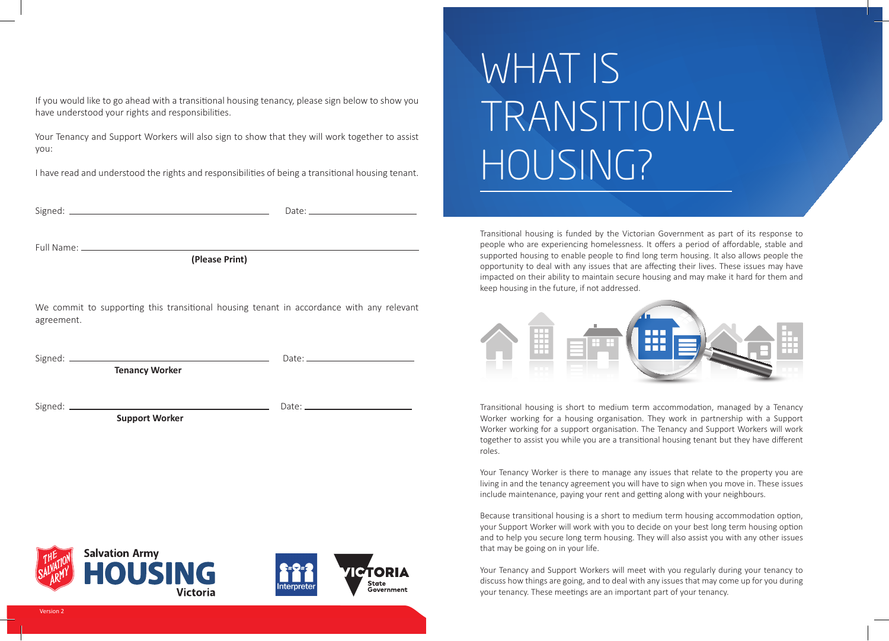If you would like to go ahead with a transitional housing tenancy, please sign below to show you have understood your rights and responsibilities.

Your Tenancy and Support Workers will also sign to show that they will work together to assist you:

I have read and understood the rights and responsibilities of being a transitional housing tenant.

Signed: ______________________________ Date: ____________________

Full Name: ________________________________________________
**(Please Print)**

We commit to supporting this transitional housing tenant in accordance with any relevant agreement.

Signed: ______________________________ Date: ____________________
**Tenancy Worker**

Signed: ______________________________ Date: ____________________
**Support Worker**

Salvation Army HOUSING Victoria

Interpreter

VICTORIA State Government

Version 2

# WHAT IS TRANSITIONAL HOUSING?

Transitional housing is funded by the Victorian Government as part of its response to people who are experiencing homelessness. It offers a period of affordable, stable and supported housing to enable people to find long term housing. It also allows people the opportunity to deal with any issues that are affecting their lives. These issues may have impacted on their ability to maintain secure housing and may make it hard for them and keep housing in the future, if not addressed.

Transitional housing is short to medium term accommodation, managed by a Tenancy Worker working for a housing organisation. They work in partnership with a Support Worker working for a support organisation. The Tenancy and Support Workers will work together to assist you while you are a transitional housing tenant but they have different roles.

Your Tenancy Worker is there to manage any issues that relate to the property you are living in and the tenancy agreement you will have to sign when you move in. These issues include maintenance, paying your rent and getting along with your neighbours.

Because transitional housing is a short to medium term housing accommodation option, your Support Worker will work with you to decide on your best long term housing option and to help you secure long term housing. They will also assist you with any other issues that may be going on in your life.

Your Tenancy and Support Workers will meet with you regularly during your tenancy to discuss how things are going, and to deal with any issues that may come up for you during your tenancy. These meetings are an important part of your tenancy.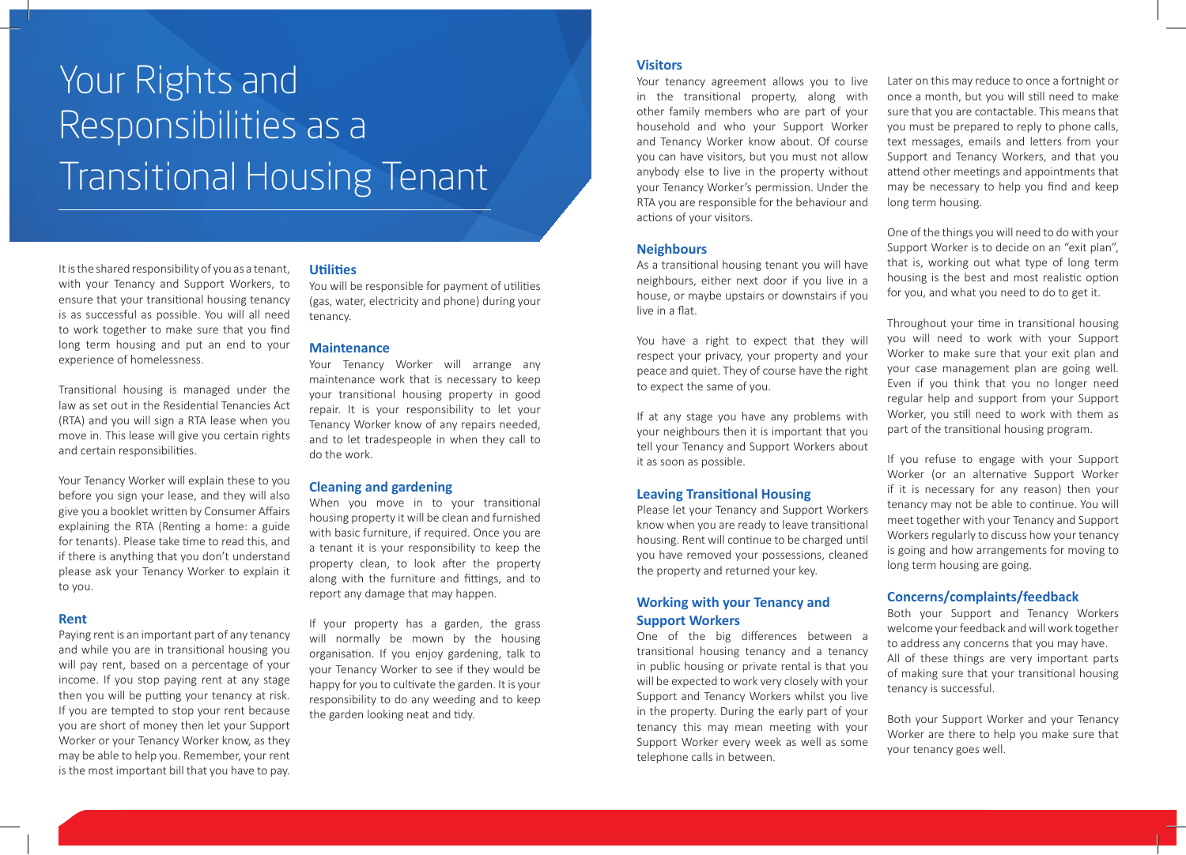# Your Rights and Responsibilities as a Transitional Housing Tenant

It is the shared responsibility of you as a tenant, with your Tenancy and Support Workers, to ensure that your transitional housing tenancy is as successful as possible. You will all need to work together to make sure that you find long term housing and put an end to your experience of homelessness.

Transitional housing is managed under the law as set out in the Residential Tenancies Act (RTA) and you will sign a RTA lease when you move in. This lease will give you certain rights and certain responsibilities.

Your Tenancy Worker will explain these to you before you sign your lease, and they will also give you a booklet written by Consumer Affairs explaining the RTA (Renting a home: a guide for tenants). Please take time to read this, and if there is anything that you don't understand please ask your Tenancy Worker to explain it to you.

## Rent

Paying rent is an important part of any tenancy and while you are in transitional housing you will pay rent, based on a percentage of your income. If you stop paying rent at any stage then you will be putting your tenancy at risk. If you are tempted to stop your rent because you are short of money then let your Support Worker or your Tenancy Worker know, as they may be able to help you. Remember, your rent is the most important bill that you have to pay.

## Utilities

You will be responsible for payment of utilities (gas, water, electricity and phone) during your tenancy.

## Maintenance

Your Tenancy Worker will arrange any maintenance work that is necessary to keep your transitional housing property in good repair. It is your responsibility to let your Tenancy Worker know of any repairs needed, and to let tradespeople in when they call to do the work.

## Cleaning and gardening

When you move in to your transitional housing property it will be clean and furnished with basic furniture, if required. Once you are a tenant it is your responsibility to keep the property clean, to look after the property along with the furniture and fittings, and to report any damage that may happen.

If your property has a garden, the grass will normally be mown by the housing organisation. If you enjoy gardening, talk to your Tenancy Worker to see if they would be happy for you to cultivate the garden. It is your responsibility to do any weeding and to keep the garden looking neat and tidy.

## Visitors

Your tenancy agreement allows you to live in the transitional property, along with other family members who are part of your household and who your Support Worker and Tenancy Worker know about. Of course you can have visitors, but you must not allow anybody else to live in the property without your Tenancy Worker's permission. Under the RTA you are responsible for the behaviour and actions of your visitors.

## Neighbours

As a transitional housing tenant you will have neighbours, either next door if you live in a house, or maybe upstairs or downstairs if you live in a flat.

You have a right to expect that they will respect your privacy, your property and your peace and quiet. They of course have the right to expect the same of you.

If at any stage you have any problems with your neighbours then it is important that you tell your Tenancy and Support Workers about it as soon as possible.

## Leaving Transitional Housing

Please let your Tenancy and Support Workers know when you are ready to leave transitional housing. Rent will continue to be charged until you have removed your possessions, cleaned the property and returned your key.

## Working with your Tenancy and Support Workers

One of the big differences between a transitional housing tenancy and a tenancy in public housing or private rental is that you will be expected to work very closely with your Support and Tenancy Workers whilst you live in the property. During the early part of your tenancy this may mean meeting with your Support Worker every week as well as some telephone calls in between.

Later on this may reduce to once a fortnight or once a month, but you will still need to make sure that you are contactable. This means that you must be prepared to reply to phone calls, text messages, emails and letters from your Support and Tenancy Workers, and that you attend other meetings and appointments that may be necessary to help you find and keep long term housing.

One of the things you will need to do with your Support Worker is to decide on an "exit plan", that is, working out what type of long term housing is the best and most realistic option for you, and what you need to do to get it.

Throughout your time in transitional housing you will need to work with your Support Worker to make sure that your exit plan and your case management plan are going well. Even if you think that you no longer need regular help and support from your Support Worker, you still need to work with them as part of the transitional housing program.

If you refuse to engage with your Support Worker (or an alternative Support Worker if it is necessary for any reason) then your tenancy may not be able to continue. You will meet together with your Tenancy and Support Workers regularly to discuss how your tenancy is going and how arrangements for moving to long term housing are going.

## Concerns/complaints/feedback

Both your Support and Tenancy Workers welcome your feedback and will work together to address any concerns that you may have. All of these things are very important parts of making sure that your transitional housing tenancy is successful.

Both your Support Worker and your Tenancy Worker are there to help you make sure that your tenancy goes well.